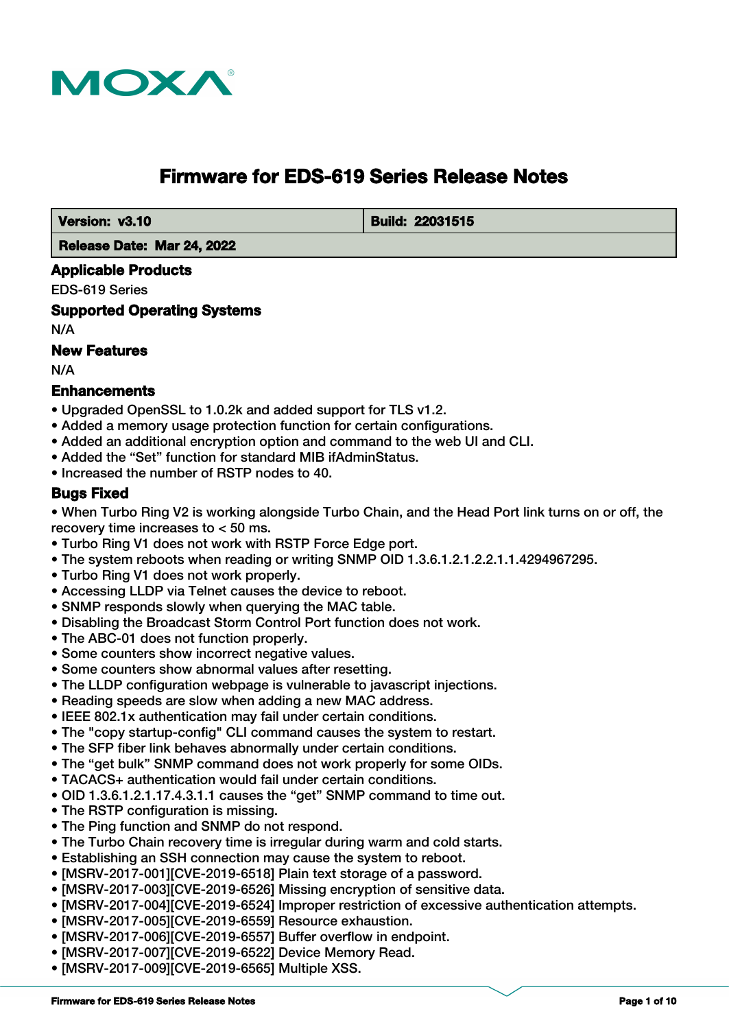MOXA®

# Firmware for EDS-619 Series Release Notes

| Version: v3.10 | Build: 22031515 |
| --- | --- |
| Release Date: Mar 24, 2022 | |

## Applicable Products

EDS-619 Series

## Supported Operating Systems

N/A

## New Features

N/A

## Enhancements

- Upgraded OpenSSL to 1.0.2k and added support for TLS v1.2.
- Added a memory usage protection function for certain configurations.
- Added an additional encryption option and command to the web UI and CLI.
- Added the “Set” function for standard MIB ifAdminStatus.
- Increased the number of RSTP nodes to 40.

## Bugs Fixed

- When Turbo Ring V2 is working alongside Turbo Chain, and the Head Port link turns on or off, the recovery time increases to < 50 ms.
- Turbo Ring V1 does not work with RSTP Force Edge port.
- The system reboots when reading or writing SNMP OID 1.3.6.1.2.1.2.2.1.1.4294967295.
- Turbo Ring V1 does not work properly.
- Accessing LLDP via Telnet causes the device to reboot.
- SNMP responds slowly when querying the MAC table.
- Disabling the Broadcast Storm Control Port function does not work.
- The ABC-01 does not function properly.
- Some counters show incorrect negative values.
- Some counters show abnormal values after resetting.
- The LLDP configuration webpage is vulnerable to javascript injections.
- Reading speeds are slow when adding a new MAC address.
- IEEE 802.1x authentication may fail under certain conditions.
- The "copy startup-config" CLI command causes the system to restart.
- The SFP fiber link behaves abnormally under certain conditions.
- The “get bulk” SNMP command does not work properly for some OIDs.
- TACACS+ authentication would fail under certain conditions.
- OID 1.3.6.1.2.1.17.4.3.1.1 causes the “get” SNMP command to time out.
- The RSTP configuration is missing.
- The Ping function and SNMP do not respond.
- The Turbo Chain recovery time is irregular during warm and cold starts.
- Establishing an SSH connection may cause the system to reboot.
- [MSRV-2017-001][CVE-2019-6518] Plain text storage of a password.
- [MSRV-2017-003][CVE-2019-6526] Missing encryption of sensitive data.
- [MSRV-2017-004][CVE-2019-6524] Improper restriction of excessive authentication attempts.
- [MSRV-2017-005][CVE-2019-6559] Resource exhaustion.
- [MSRV-2017-006][CVE-2019-6557] Buffer overflow in endpoint.
- [MSRV-2017-007][CVE-2019-6522] Device Memory Read.
- [MSRV-2017-009][CVE-2019-6565] Multiple XSS.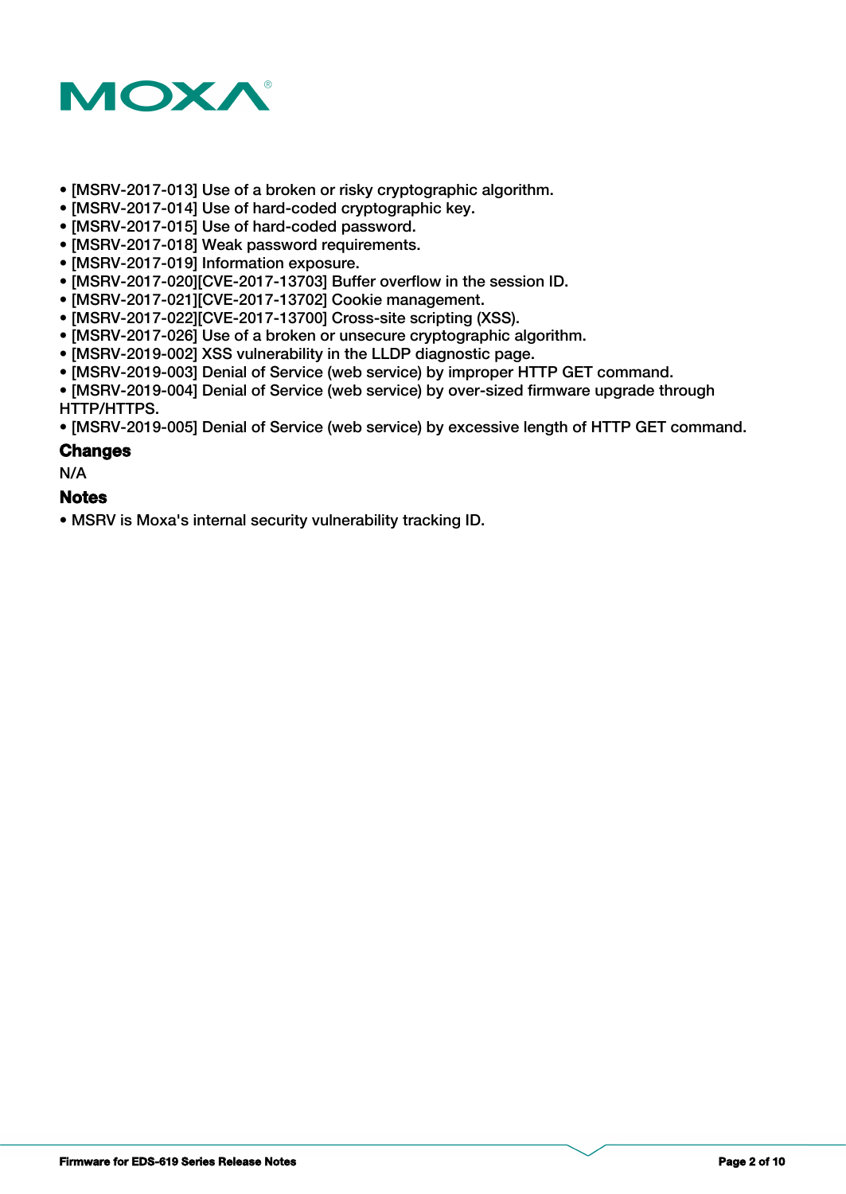- [MSRV-2017-013] Use of a broken or risky cryptographic algorithm.
- [MSRV-2017-014] Use of hard-coded cryptographic key.
- [MSRV-2017-015] Use of hard-coded password.
- [MSRV-2017-018] Weak password requirements.
- [MSRV-2017-019] Information exposure.
- [MSRV-2017-020][CVE-2017-13703] Buffer overflow in the session ID.
- [MSRV-2017-021][CVE-2017-13702] Cookie management.
- [MSRV-2017-022][CVE-2017-13700] Cross-site scripting (XSS).
- [MSRV-2017-026] Use of a broken or unsecure cryptographic algorithm.
- [MSRV-2019-002] XSS vulnerability in the LLDP diagnostic page.
- [MSRV-2019-003] Denial of Service (web service) by improper HTTP GET command.
- [MSRV-2019-004] Denial of Service (web service) by over-sized firmware upgrade through HTTP/HTTPS.
- [MSRV-2019-005] Denial of Service (web service) by excessive length of HTTP GET command.

### Changes

N/A

### Notes

- MSRV is Moxa's internal security vulnerability tracking ID.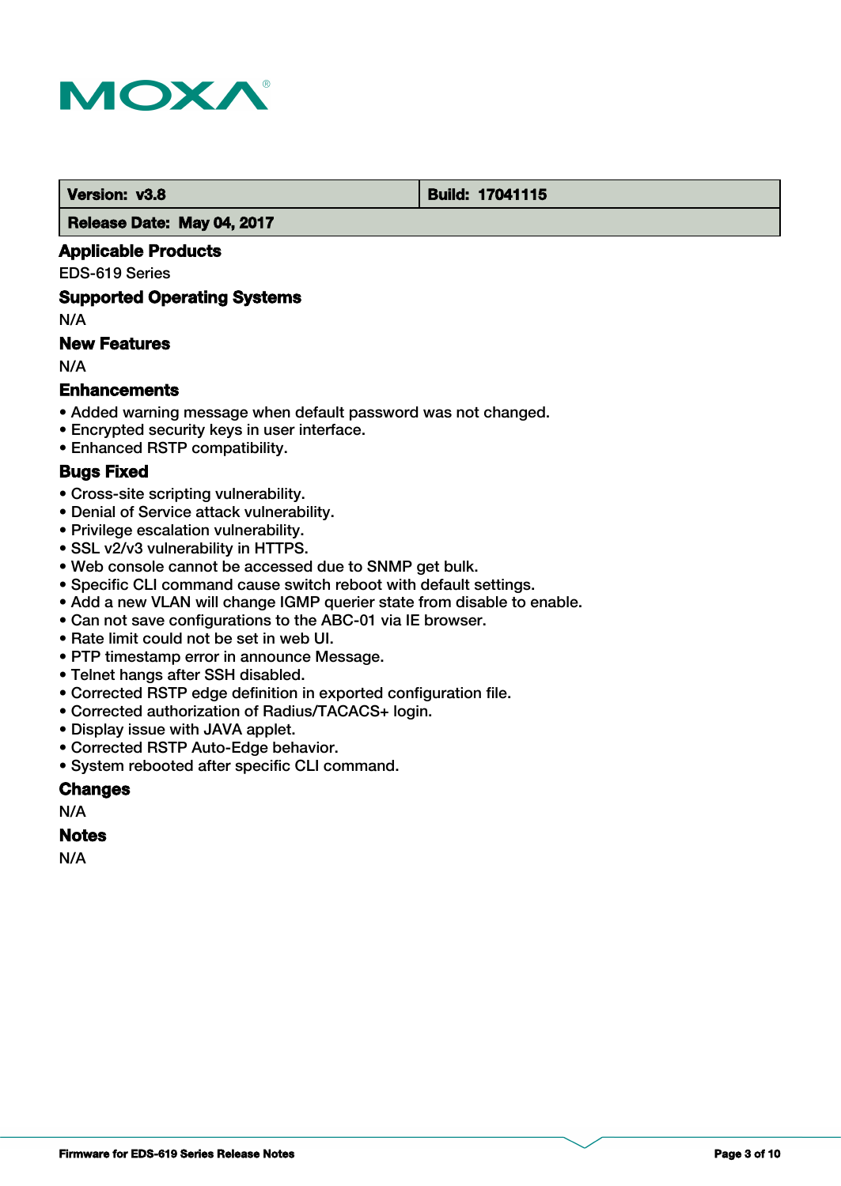| Version: v3.8 | Build: 17041115 |
| --- | --- |
| Release Date: May 04, 2017 | |

### Applicable Products

EDS-619 Series

### Supported Operating Systems

N/A

### New Features

N/A

### Enhancements

- Added warning message when default password was not changed.
- Encrypted security keys in user interface.
- Enhanced RSTP compatibility.

### Bugs Fixed

- Cross-site scripting vulnerability.
- Denial of Service attack vulnerability.
- Privilege escalation vulnerability.
- SSL v2/v3 vulnerability in HTTPS.
- Web console cannot be accessed due to SNMP get bulk.
- Specific CLI command cause switch reboot with default settings.
- Add a new VLAN will change IGMP querier state from disable to enable.
- Can not save configurations to the ABC-01 via IE browser.
- Rate limit could not be set in web UI.
- PTP timestamp error in announce Message.
- Telnet hangs after SSH disabled.
- Corrected RSTP edge definition in exported configuration file.
- Corrected authorization of Radius/TACACS+ login.
- Display issue with JAVA applet.
- Corrected RSTP Auto-Edge behavior.
- System rebooted after specific CLI command.

### Changes

N/A

### Notes

N/A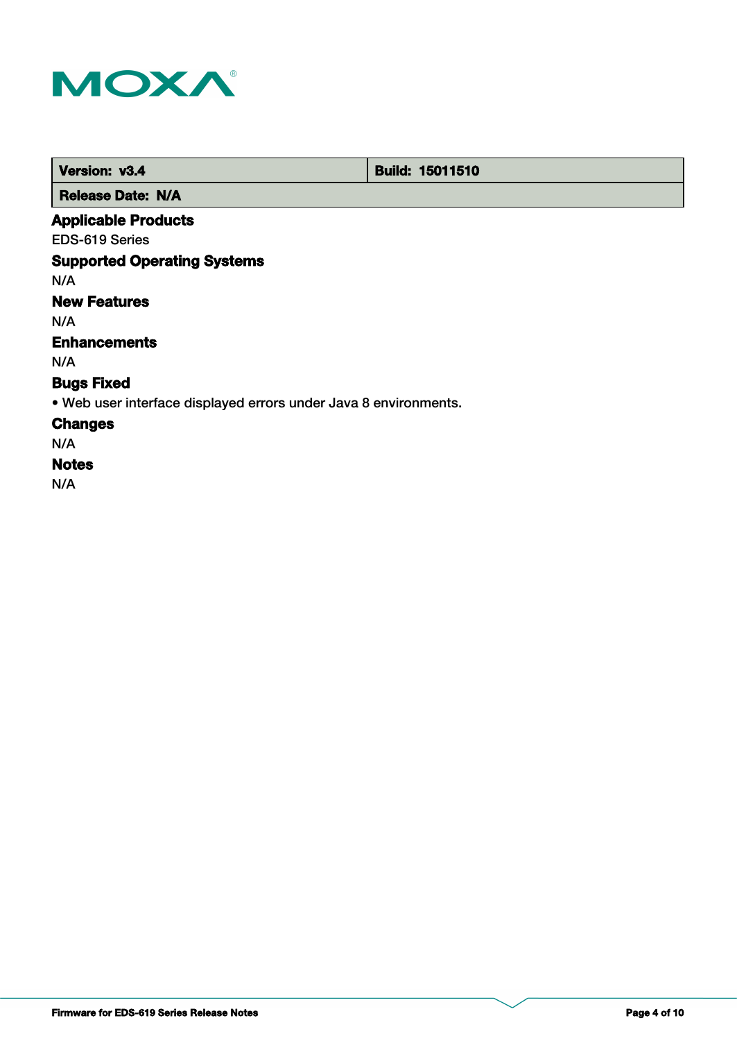| Version: v3.4 | Build: 15011510 |
| --- | --- |
| Release Date: N/A | |

### Applicable Products

EDS-619 Series

### Supported Operating Systems

N/A

### New Features

N/A

### Enhancements

N/A

### Bugs Fixed

- Web user interface displayed errors under Java 8 environments.

### Changes

N/A

### Notes

N/A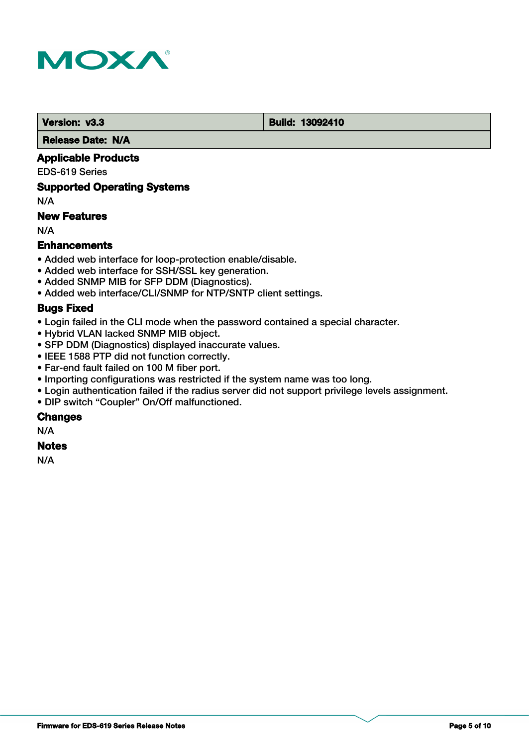| Version: v3.3 | Build: 13092410 |
|---|---|
| Release Date: N/A | |

### Applicable Products

EDS-619 Series

### Supported Operating Systems

N/A

### New Features

N/A

### Enhancements

- Added web interface for loop-protection enable/disable.
- Added web interface for SSH/SSL key generation.
- Added SNMP MIB for SFP DDM (Diagnostics).
- Added web interface/CLI/SNMP for NTP/SNTP client settings.

### Bugs Fixed

- Login failed in the CLI mode when the password contained a special character.
- Hybrid VLAN lacked SNMP MIB object.
- SFP DDM (Diagnostics) displayed inaccurate values.
- IEEE 1588 PTP did not function correctly.
- Far-end fault failed on 100 M fiber port.
- Importing configurations was restricted if the system name was too long.
- Login authentication failed if the radius server did not support privilege levels assignment.
- DIP switch “Coupler” On/Off malfunctioned.

### Changes

N/A

### Notes

N/A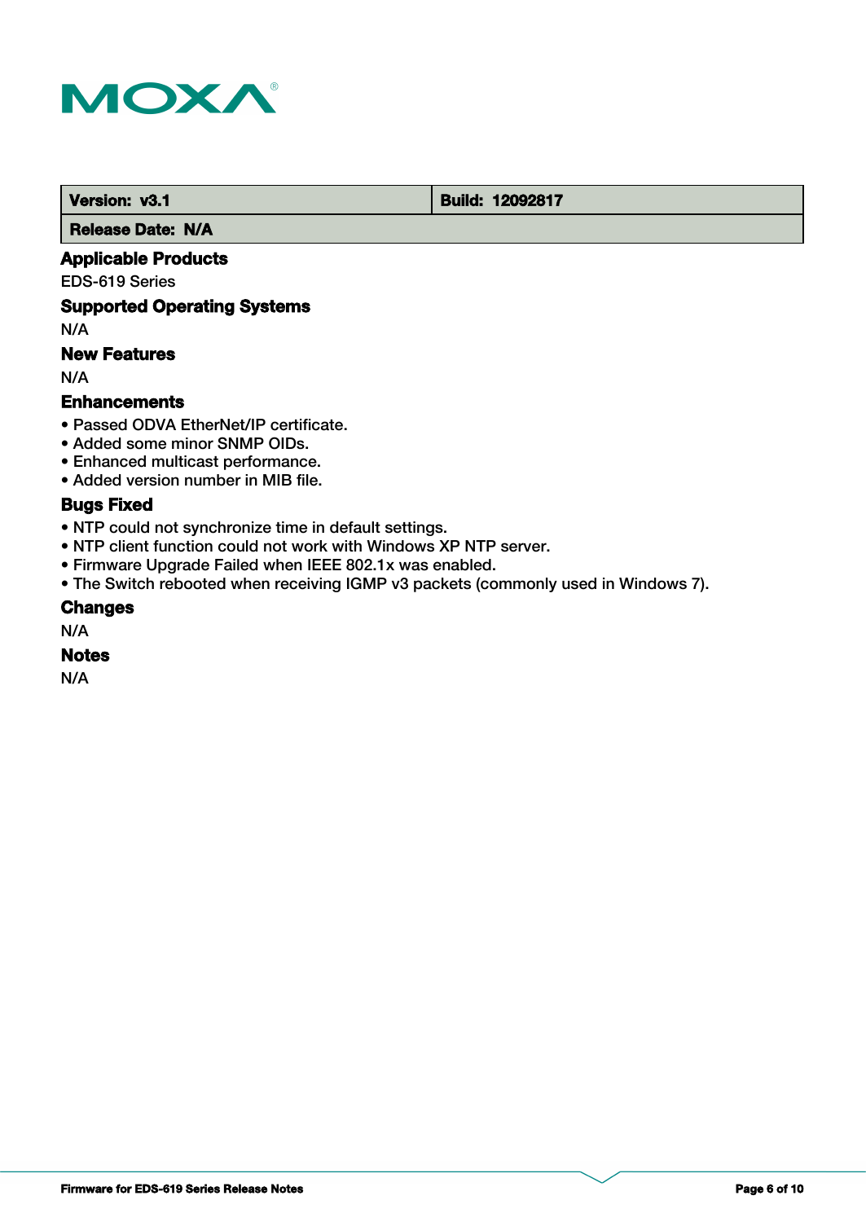| Version: v3.1 | Build: 12092817 |
| --- | --- |
| Release Date: N/A | |

### Applicable Products

EDS-619 Series

### Supported Operating Systems

N/A

### New Features

N/A

### Enhancements

- Passed ODVA EtherNet/IP certificate.
- Added some minor SNMP OIDs.
- Enhanced multicast performance.
- Added version number in MIB file.

### Bugs Fixed

- NTP could not synchronize time in default settings.
- NTP client function could not work with Windows XP NTP server.
- Firmware Upgrade Failed when IEEE 802.1x was enabled.
- The Switch rebooted when receiving IGMP v3 packets (commonly used in Windows 7).

### Changes

N/A

### Notes

N/A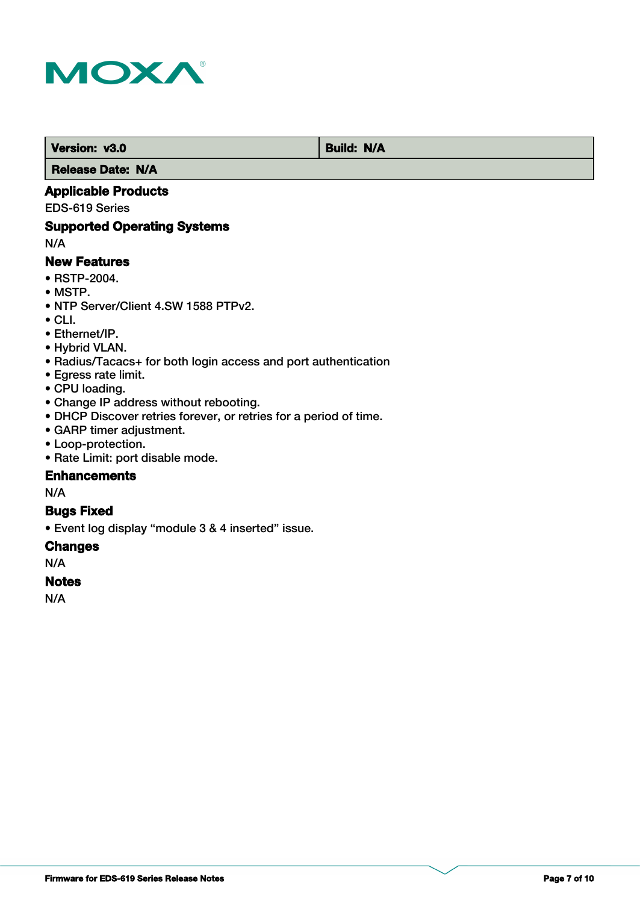| Version: v3.0 | Build: N/A |
| --- | --- |
| Release Date: N/A | |

### Applicable Products

EDS-619 Series

### Supported Operating Systems

N/A

### New Features

- RSTP-2004.
- MSTP.
- NTP Server/Client 4.SW 1588 PTPv2.
- CLI.
- Ethernet/IP.
- Hybrid VLAN.
- Radius/Tacacs+ for both login access and port authentication
- Egress rate limit.
- CPU loading.
- Change IP address without rebooting.
- DHCP Discover retries forever, or retries for a period of time.
- GARP timer adjustment.
- Loop-protection.
- Rate Limit: port disable mode.

### Enhancements

N/A

### Bugs Fixed

- Event log display “module 3 & 4 inserted” issue.

### Changes

N/A

### Notes

N/A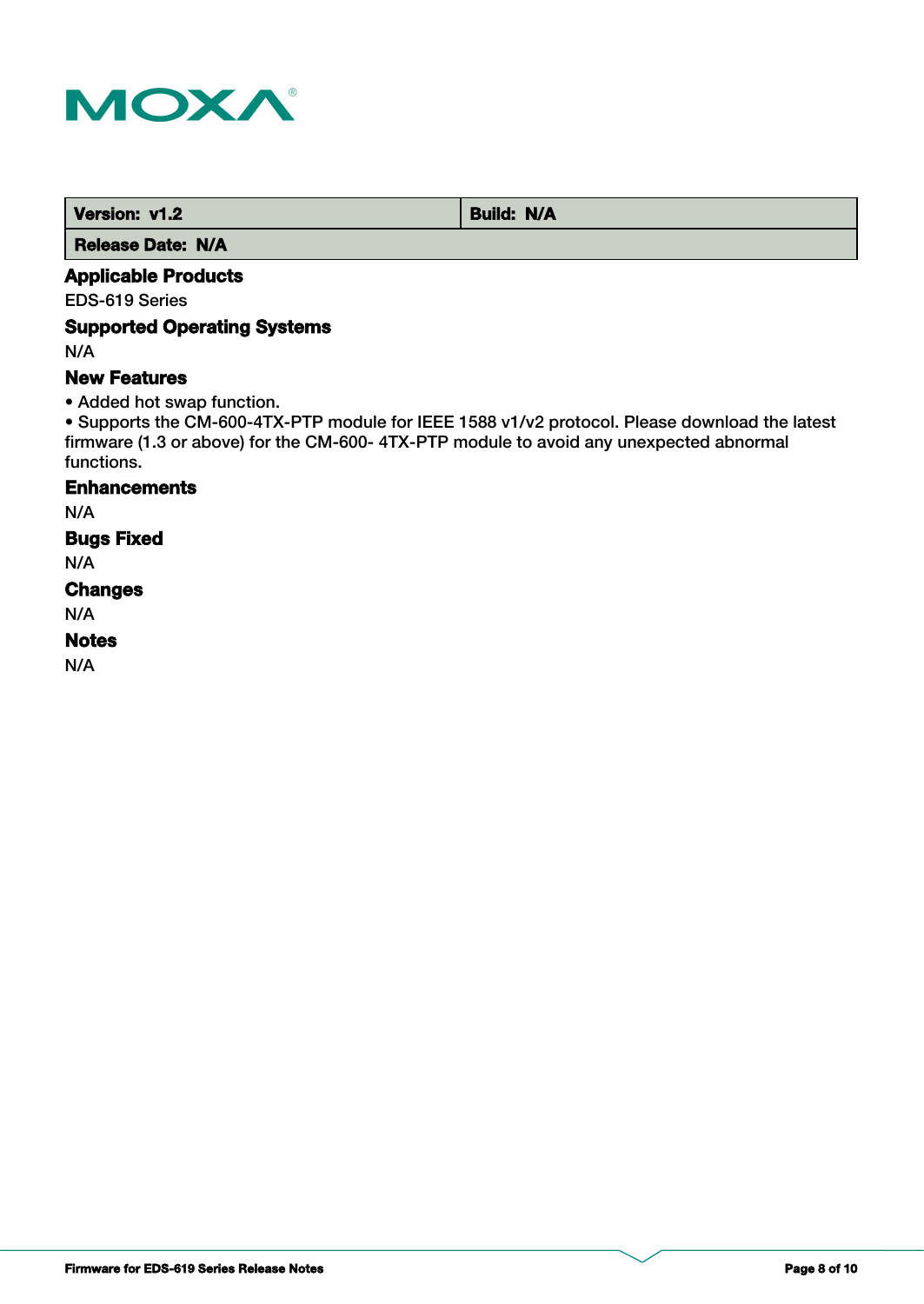| Version: v1.2 | Build: N/A |
| --- | --- |
| Release Date: N/A | |

### Applicable Products

EDS-619 Series

### Supported Operating Systems

N/A

### New Features

• Added hot swap function.
• Supports the CM-600-4TX-PTP module for IEEE 1588 v1/v2 protocol. Please download the latest firmware (1.3 or above) for the CM-600- 4TX-PTP module to avoid any unexpected abnormal functions.

### Enhancements

N/A

### Bugs Fixed

N/A

### Changes

N/A

### Notes

N/A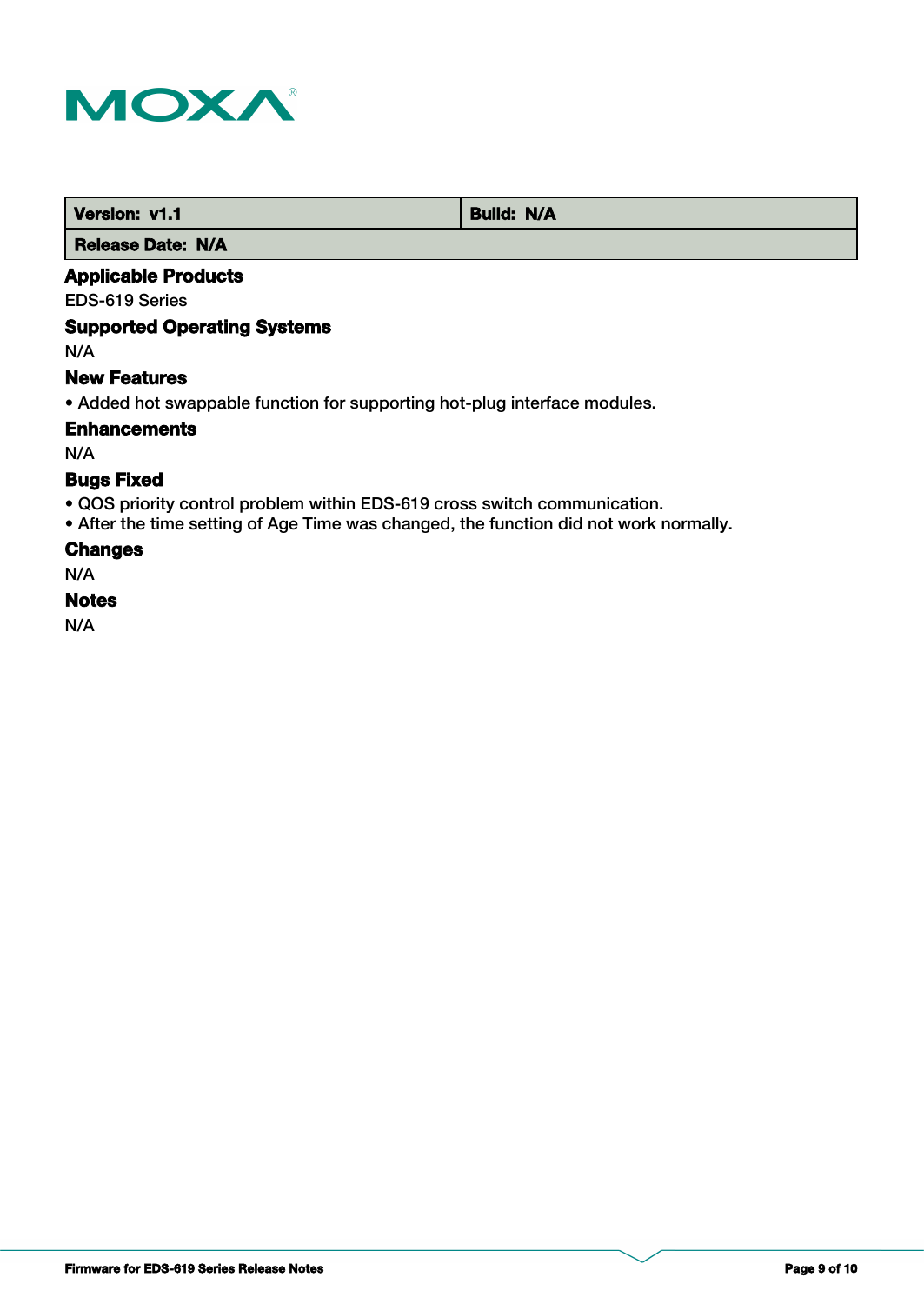| Version: v1.1 | Build: N/A |
| --- | --- |
| Release Date: N/A | |

### Applicable Products

EDS-619 Series

### Supported Operating Systems

N/A

### New Features

- Added hot swappable function for supporting hot-plug interface modules.

### Enhancements

N/A

### Bugs Fixed

- QOS priority control problem within EDS-619 cross switch communication.
- After the time setting of Age Time was changed, the function did not work normally.

### Changes

N/A

### Notes

N/A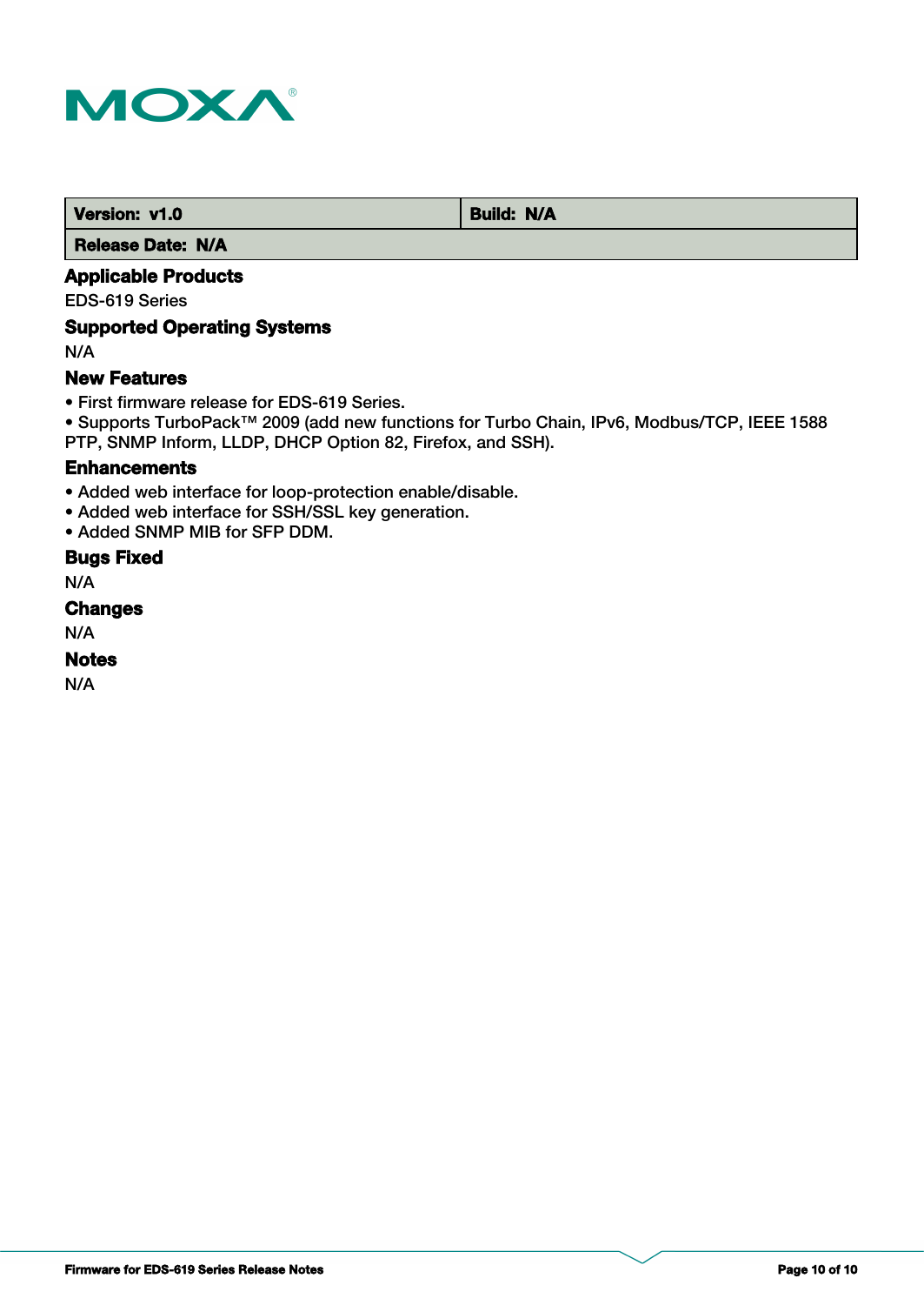| Version: v1.0 | Build: N/A |
| --- | --- |
| Release Date: N/A | |

### Applicable Products

EDS-619 Series

### Supported Operating Systems

N/A

### New Features

• First firmware release for EDS-619 Series.
• Supports TurboPack™ 2009 (add new functions for Turbo Chain, IPv6, Modbus/TCP, IEEE 1588 PTP, SNMP Inform, LLDP, DHCP Option 82, Firefox, and SSH).

### Enhancements

• Added web interface for loop-protection enable/disable.
• Added web interface for SSH/SSL key generation.
• Added SNMP MIB for SFP DDM.

### Bugs Fixed

N/A

### Changes

N/A

### Notes

N/A